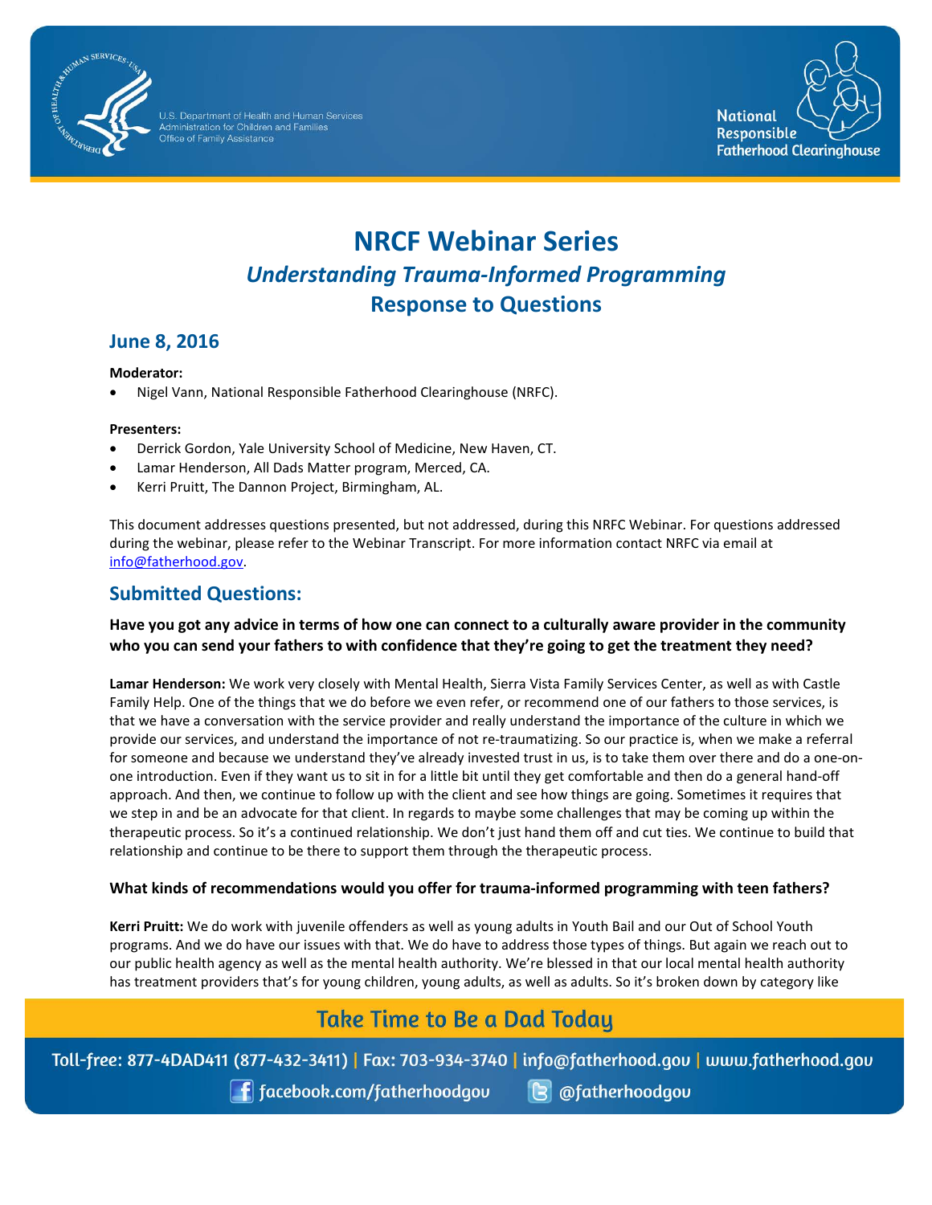# NRCF Webinar Series

## *Understanding Trauma-Informed Programming*

## Response to Questions

### June 8, 2016

**Moderator:**

- Nigel Vann, National Responsible Fatherhood Clearinghouse (NRFC).

**Presenters:**

- Derrick Gordon, Yale University School of Medicine, New Haven, CT.
- Lamar Henderson, All Dads Matter program, Merced, CA.
- Kerri Pruitt, The Dannon Project, Birmingham, AL.

This document addresses questions presented, but not addressed, during this NRFC Webinar. For questions addressed during the webinar, please refer to the Webinar Transcript. For more information contact NRFC via email at info@fatherhood.gov.

### Submitted Questions:

**Have you got any advice in terms of how one can connect to a culturally aware provider in the community who you can send your fathers to with confidence that they're going to get the treatment they need?**

**Lamar Henderson:** We work very closely with Mental Health, Sierra Vista Family Services Center, as well as with Castle Family Help. One of the things that we do before we even refer, or recommend one of our fathers to those services, is that we have a conversation with the service provider and really understand the importance of the culture in which we provide our services, and understand the importance of not re-traumatizing. So our practice is, when we make a referral for someone and because we understand they've already invested trust in us, is to take them over there and do a one-on-one introduction. Even if they want us to sit in for a little bit until they get comfortable and then do a general hand-off approach. And then, we continue to follow up with the client and see how things are going. Sometimes it requires that we step in and be an advocate for that client. In regards to maybe some challenges that may be coming up within the therapeutic process. So it's a continued relationship. We don't just hand them off and cut ties. We continue to build that relationship and continue to be there to support them through the therapeutic process.

**What kinds of recommendations would you offer for trauma-informed programming with teen fathers?**

**Kerri Pruitt:** We do work with juvenile offenders as well as young adults in Youth Bail and our Out of School Youth programs. And we do have our issues with that. We do have to address those types of things. But again we reach out to our public health agency as well as the mental health authority. We're blessed in that our local mental health authority has treatment providers that's for young children, young adults, as well as adults. So it's broken down by category like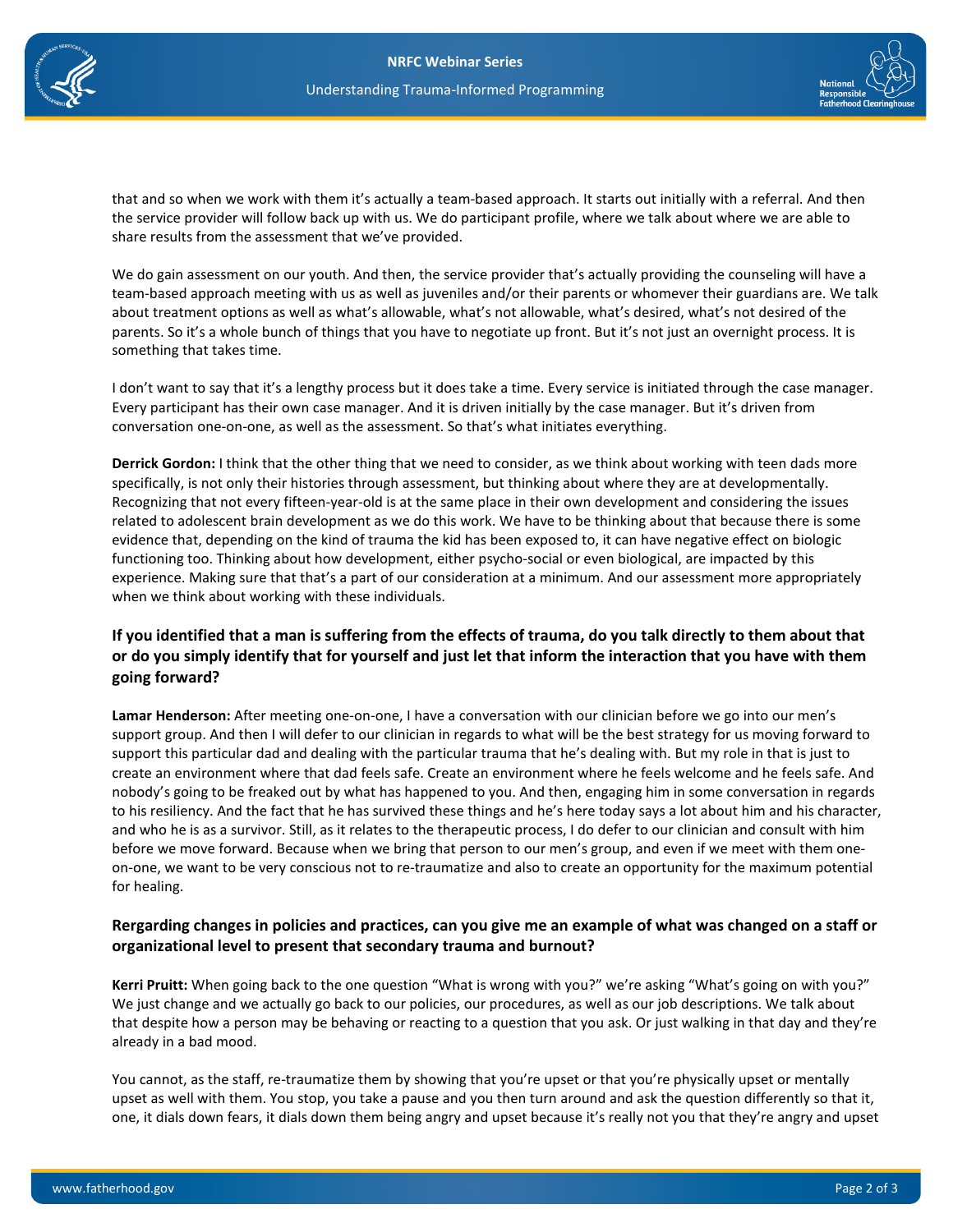that and so when we work with them it's actually a team-based approach. It starts out initially with a referral. And then the service provider will follow back up with us. We do participant profile, where we talk about where we are able to share results from the assessment that we've provided.

We do gain assessment on our youth. And then, the service provider that's actually providing the counseling will have a team-based approach meeting with us as well as juveniles and/or their parents or whomever their guardians are. We talk about treatment options as well as what's allowable, what's not allowable, what's desired, what's not desired of the parents. So it's a whole bunch of things that you have to negotiate up front. But it's not just an overnight process. It is something that takes time.

I don't want to say that it's a lengthy process but it does take a time. Every service is initiated through the case manager. Every participant has their own case manager. And it is driven initially by the case manager. But it's driven from conversation one-on-one, as well as the assessment. So that's what initiates everything.

**Derrick Gordon:** I think that the other thing that we need to consider, as we think about working with teen dads more specifically, is not only their histories through assessment, but thinking about where they are at developmentally. Recognizing that not every fifteen-year-old is at the same place in their own development and considering the issues related to adolescent brain development as we do this work. We have to be thinking about that because there is some evidence that, depending on the kind of trauma the kid has been exposed to, it can have negative effect on biologic functioning too. Thinking about how development, either psycho-social or even biological, are impacted by this experience. Making sure that that's a part of our consideration at a minimum. And our assessment more appropriately when we think about working with these individuals.

### If you identified that a man is suffering from the effects of trauma, do you talk directly to them about that or do you simply identify that for yourself and just let that inform the interaction that you have with them going forward?

**Lamar Henderson:** After meeting one-on-one, I have a conversation with our clinician before we go into our men's support group. And then I will defer to our clinician in regards to what will be the best strategy for us moving forward to support this particular dad and dealing with the particular trauma that he's dealing with. But my role in that is just to create an environment where that dad feels safe. Create an environment where he feels welcome and he feels safe. And nobody's going to be freaked out by what has happened to you. And then, engaging him in some conversation in regards to his resiliency. And the fact that he has survived these things and he's here today says a lot about him and his character, and who he is as a survivor. Still, as it relates to the therapeutic process, I do defer to our clinician and consult with him before we move forward. Because when we bring that person to our men's group, and even if we meet with them one-on-one, we want to be very conscious not to re-traumatize and also to create an opportunity for the maximum potential for healing.

### Rergarding changes in policies and practices, can you give me an example of what was changed on a staff or organizational level to present that secondary trauma and burnout?

**Kerri Pruitt:** When going back to the one question "What is wrong with you?" we're asking "What's going on with you?" We just change and we actually go back to our policies, our procedures, as well as our job descriptions. We talk about that despite how a person may be behaving or reacting to a question that you ask. Or just walking in that day and they're already in a bad mood.

You cannot, as the staff, re-traumatize them by showing that you're upset or that you're physically upset or mentally upset as well with them. You stop, you take a pause and you then turn around and ask the question differently so that it, one, it dials down fears, it dials down them being angry and upset because it's really not you that they're angry and upset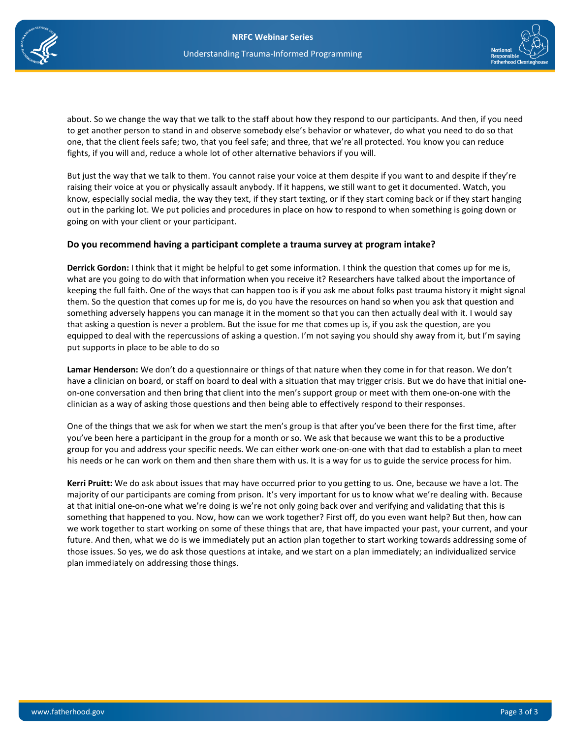about. So we change the way that we talk to the staff about how they respond to our participants. And then, if you need to get another person to stand in and observe somebody else's behavior or whatever, do what you need to do so that one, that the client feels safe; two, that you feel safe; and three, that we're all protected. You know you can reduce fights, if you will and, reduce a whole lot of other alternative behaviors if you will.

But just the way that we talk to them. You cannot raise your voice at them despite if you want to and despite if they're raising their voice at you or physically assault anybody. If it happens, we still want to get it documented. Watch, you know, especially social media, the way they text, if they start texting, or if they start coming back or if they start hanging out in the parking lot. We put policies and procedures in place on how to respond to when something is going down or going on with your client or your participant.

### Do you recommend having a participant complete a trauma survey at program intake?

**Derrick Gordon:** I think that it might be helpful to get some information. I think the question that comes up for me is, what are you going to do with that information when you receive it? Researchers have talked about the importance of keeping the full faith. One of the ways that can happen too is if you ask me about folks past trauma history it might signal them. So the question that comes up for me is, do you have the resources on hand so when you ask that question and something adversely happens you can manage it in the moment so that you can then actually deal with it. I would say that asking a question is never a problem. But the issue for me that comes up is, if you ask the question, are you equipped to deal with the repercussions of asking a question. I'm not saying you should shy away from it, but I'm saying put supports in place to be able to do so

**Lamar Henderson:** We don't do a questionnaire or things of that nature when they come in for that reason. We don't have a clinician on board, or staff on board to deal with a situation that may trigger crisis. But we do have that initial one-on-one conversation and then bring that client into the men's support group or meet with them one-on-one with the clinician as a way of asking those questions and then being able to effectively respond to their responses.

One of the things that we ask for when we start the men's group is that after you've been there for the first time, after you've been here a participant in the group for a month or so. We ask that because we want this to be a productive group for you and address your specific needs. We can either work one-on-one with that dad to establish a plan to meet his needs or he can work on them and then share them with us. It is a way for us to guide the service process for him.

**Kerri Pruitt:** We do ask about issues that may have occurred prior to you getting to us. One, because we have a lot. The majority of our participants are coming from prison. It's very important for us to know what we're dealing with. Because at that initial one-on-one what we're doing is we're not only going back over and verifying and validating that this is something that happened to you. Now, how can we work together? First off, do you even want help? But then, how can we work together to start working on some of these things that are, that have impacted your past, your current, and your future. And then, what we do is we immediately put an action plan together to start working towards addressing some of those issues. So yes, we do ask those questions at intake, and we start on a plan immediately; an individualized service plan immediately on addressing those things.